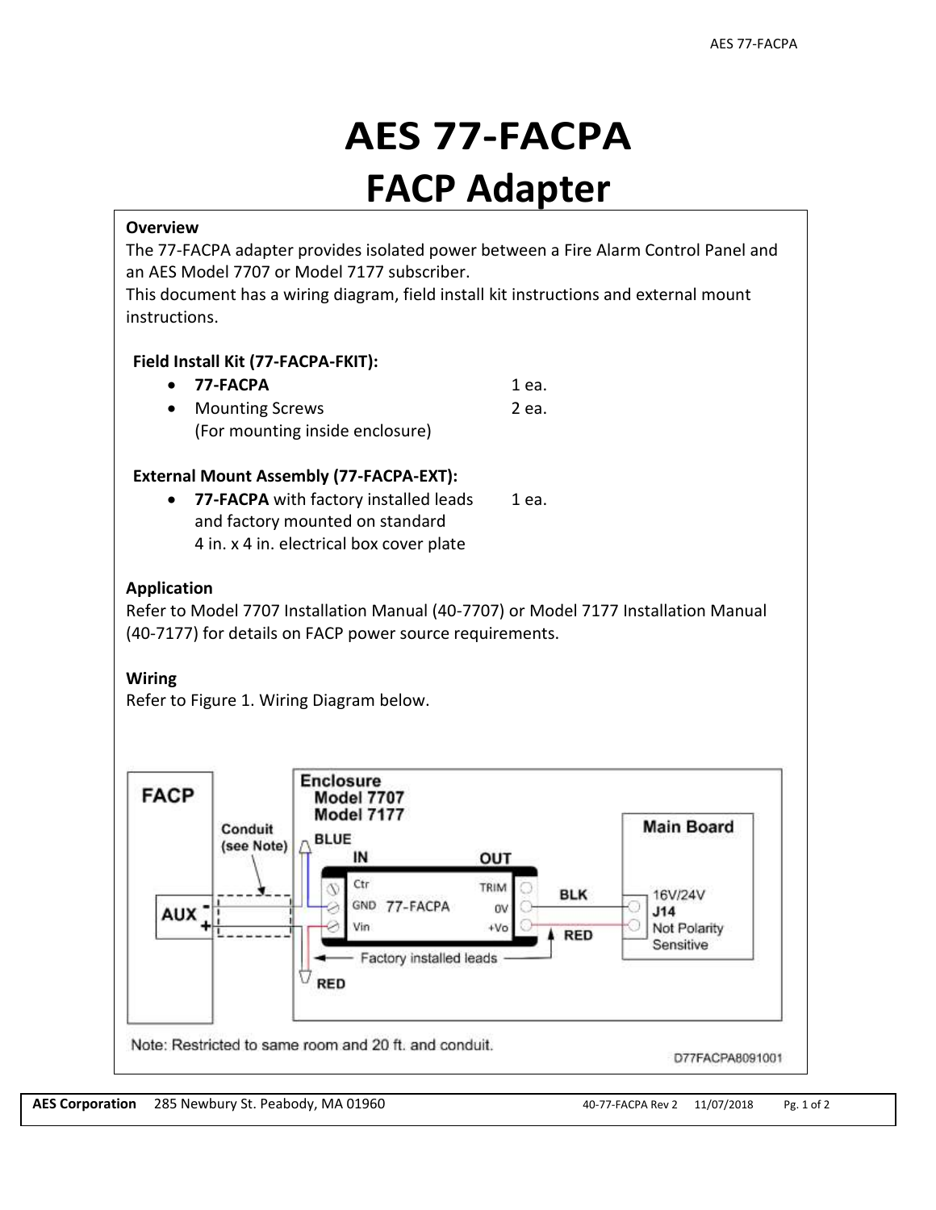# AES 77-FACPA
# FACP Adapter

### Overview

The 77-FACPA adapter provides isolated power between a Fire Alarm Control Panel and an AES Model 7707 or Model 7177 subscriber.
This document has a wiring diagram, field install kit instructions and external mount instructions.

### Field Install Kit (77-FACPA-FKIT):

- **77-FACPA** 1 ea.
- Mounting Screws 2 ea.
  (For mounting inside enclosure)

### External Mount Assembly (77-FACPA-EXT):

- **77-FACPA** with factory installed leads and factory mounted on standard 4 in. x 4 in. electrical box cover plate 1 ea.

### Application

Refer to Model 7707 Installation Manual (40-7707) or Model 7177 Installation Manual (40-7177) for details on FACP power source requirements.

### Wiring

Refer to Figure 1. Wiring Diagram below.

FACP

AUX - +

Conduit (see Note)

Enclosure Model 7707 Model 7177

BLUE

IN OUT

Ctr GND Vin 77-FACPA TRIM 0V +Vo

BLK RED

Factory installed leads

RED

Main Board

16V/24V J14 Not Polarity Sensitive

Note: Restricted to same room and 20 ft. and conduit.

D77FACPA8091001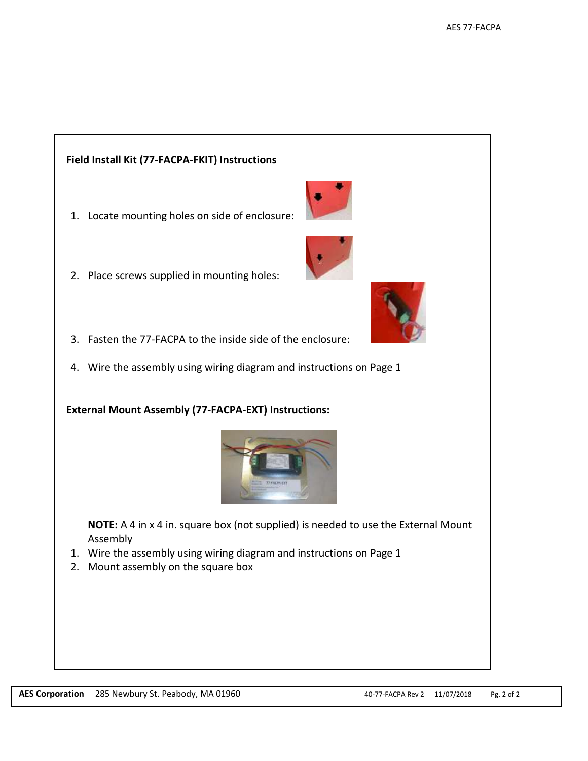**Field Install Kit (77-FACPA-FKIT) Instructions**

1. Locate mounting holes on side of enclosure:
2. Place screws supplied in mounting holes:
3. Fasten the 77-FACPA to the inside side of the enclosure:
4. Wire the assembly using wiring diagram and instructions on Page 1

**External Mount Assembly (77-FACPA-EXT) Instructions:**

**NOTE:** A 4 in x 4 in. square box (not supplied) is needed to use the External Mount Assembly

1. Wire the assembly using wiring diagram and instructions on Page 1
2. Mount assembly on the square box